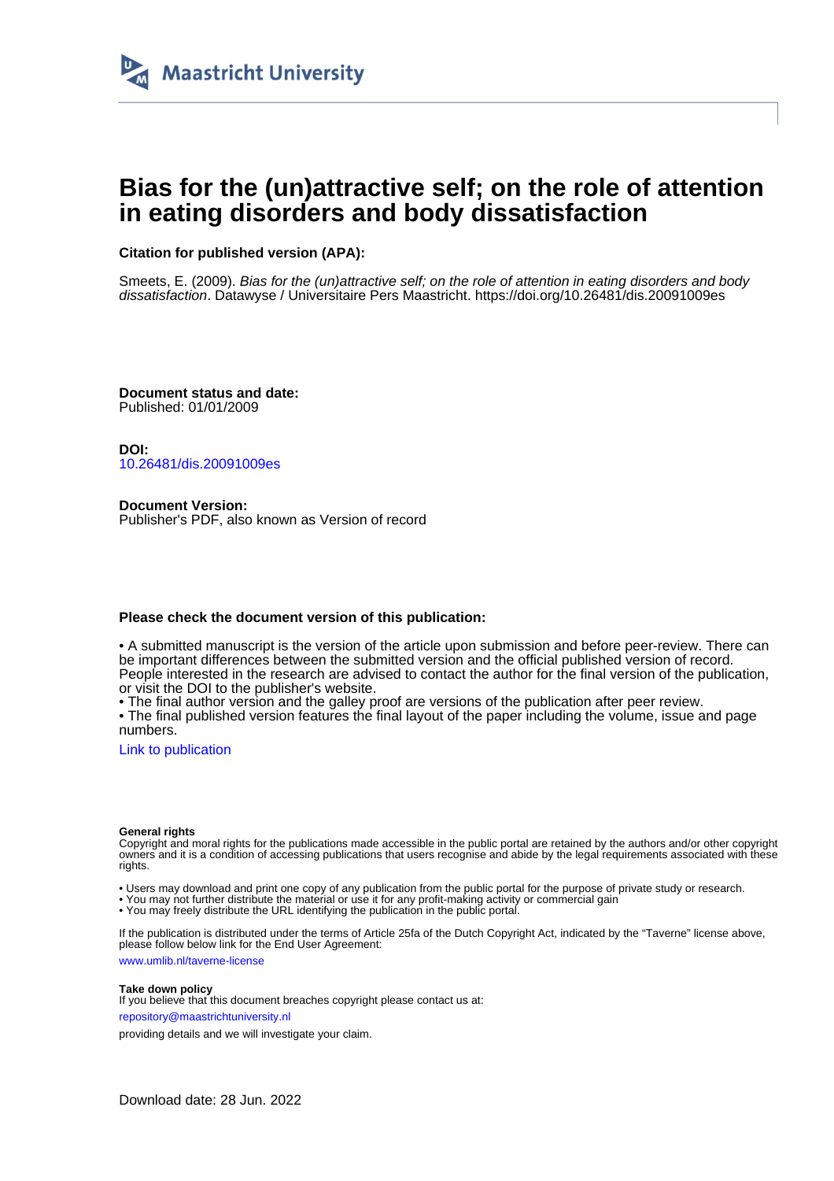Maastricht University

# Bias for the (un)attractive self; on the role of attention in eating disorders and body dissatisfaction

**Citation for published version (APA):**

Smeets, E. (2009). *Bias for the (un)attractive self; on the role of attention in eating disorders and body dissatisfaction*. Datawyse / Universitaire Pers Maastricht. https://doi.org/10.26481/dis.20091009es

**Document status and date:**
Published: 01/01/2009

**DOI:**
10.26481/dis.20091009es

**Document Version:**
Publisher's PDF, also known as Version of record

**Please check the document version of this publication:**

• A submitted manuscript is the version of the article upon submission and before peer-review. There can be important differences between the submitted version and the official published version of record. People interested in the research are advised to contact the author for the final version of the publication, or visit the DOI to the publisher's website.
• The final author version and the galley proof are versions of the publication after peer review.
• The final published version features the final layout of the paper including the volume, issue and page numbers.

Link to publication

**General rights**
Copyright and moral rights for the publications made accessible in the public portal are retained by the authors and/or other copyright owners and it is a condition of accessing publications that users recognise and abide by the legal requirements associated with these rights.

• Users may download and print one copy of any publication from the public portal for the purpose of private study or research.
• You may not further distribute the material or use it for any profit-making activity or commercial gain
• You may freely distribute the URL identifying the publication in the public portal.

If the publication is distributed under the terms of Article 25fa of the Dutch Copyright Act, indicated by the "Taverne" license above, please follow below link for the End User Agreement:

www.umlib.nl/taverne-license

**Take down policy**
If you believe that this document breaches copyright please contact us at:

repository@maastrichtuniversity.nl

providing details and we will investigate your claim.

Download date: 28 Jun. 2022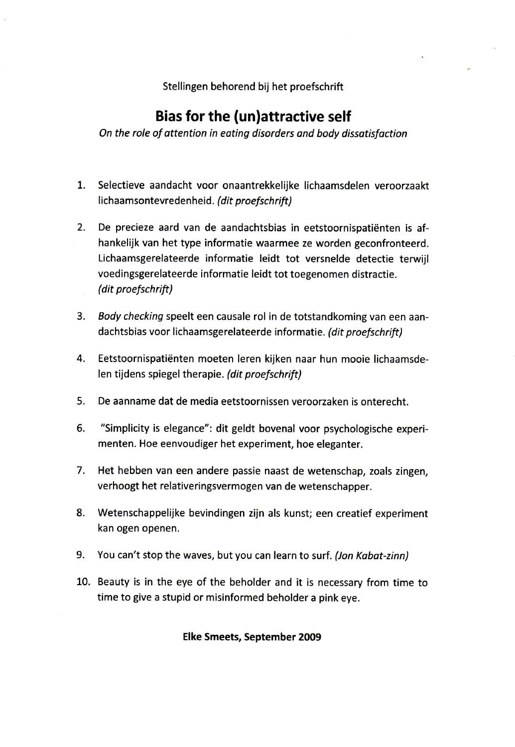Stellingen behorend bij het proefschrift

# Bias for the (un)attractive self

*On the role of attention in eating disorders and body dissatisfaction*

1. Selectieve aandacht voor onaantrekkelijke lichaamsdelen veroorzaakt lichaamsontevredenheid. *(dit proefschrift)*

2. De precieze aard van de aandachtsbias in eetstoornispatiënten is afhankelijk van het type informatie waarmee ze worden geconfronteerd. Lichaamsgerelateerde informatie leidt tot versnelde detectie terwijl voedingsgerelateerde informatie leidt tot toegenomen distractie. *(dit proefschrift)*

3. *Body checking* speelt een causale rol in de totstandkoming van een aandachtsbias voor lichaamsgerelateerde informatie. *(dit proefschrift)*

4. Eetstoornispatiënten moeten leren kijken naar hun mooie lichaamsdelen tijdens spiegel therapie. *(dit proefschrift)*

5. De aanname dat de media eetstoornissen veroorzaken is onterecht.

6. "Simplicity is elegance": dit geldt bovenal voor psychologische experimenten. Hoe eenvoudiger het experiment, hoe eleganter.

7. Het hebben van een andere passie naast de wetenschap, zoals zingen, verhoogt het relativeringsvermogen van de wetenschapper.

8. Wetenschappelijke bevindingen zijn als kunst; een creatief experiment kan ogen openen.

9. You can't stop the waves, but you can learn to surf. *(Jon Kabat-zinn)*

10. Beauty is in the eye of the beholder and it is necessary from time to time to give a stupid or misinformed beholder a pink eye.

**Elke Smeets, September 2009**